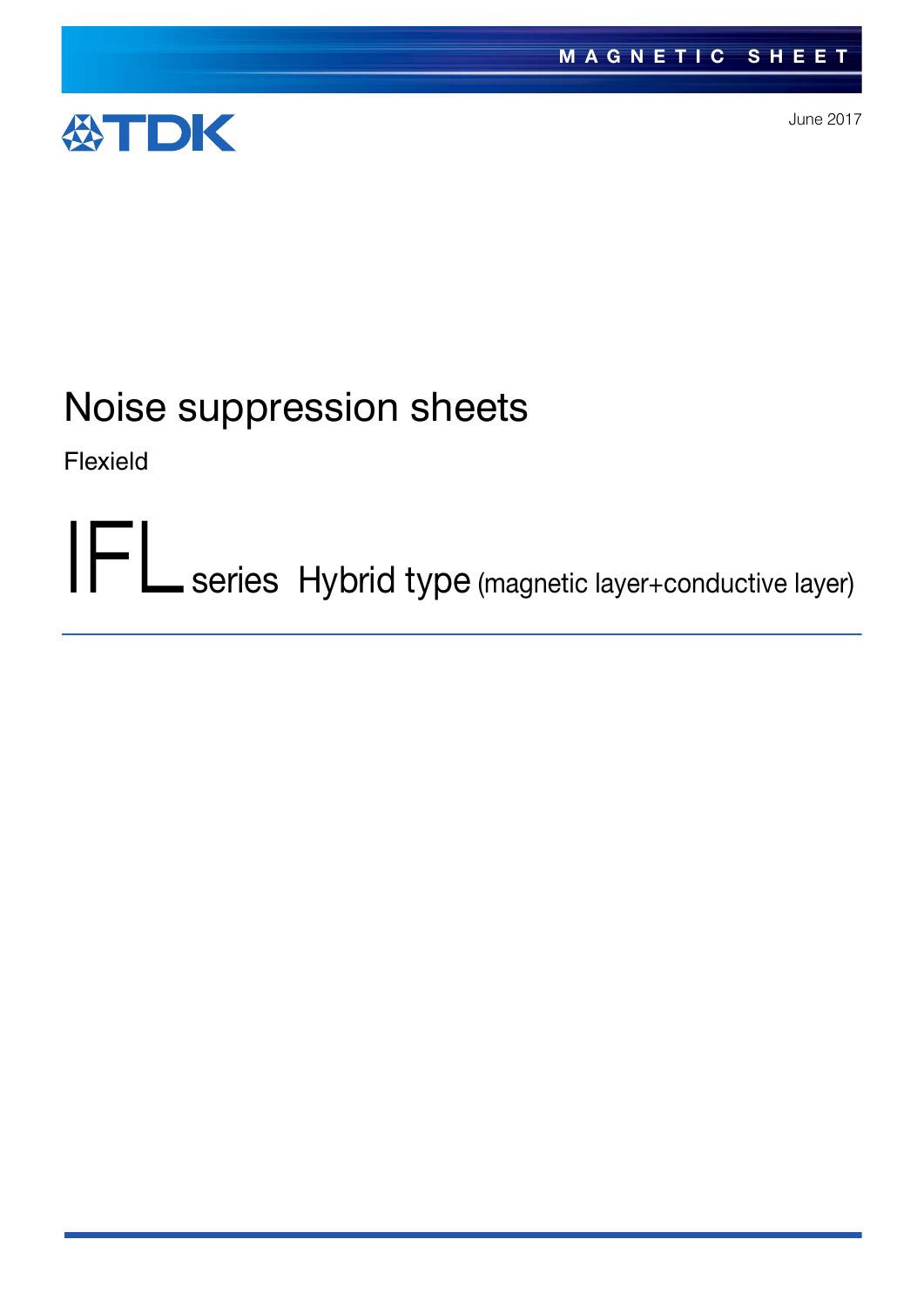MAGNETIC SHEET

TDK

June 2017

# Noise suppression sheets

Flexield

## IFL series Hybrid type (magnetic layer+conductive layer)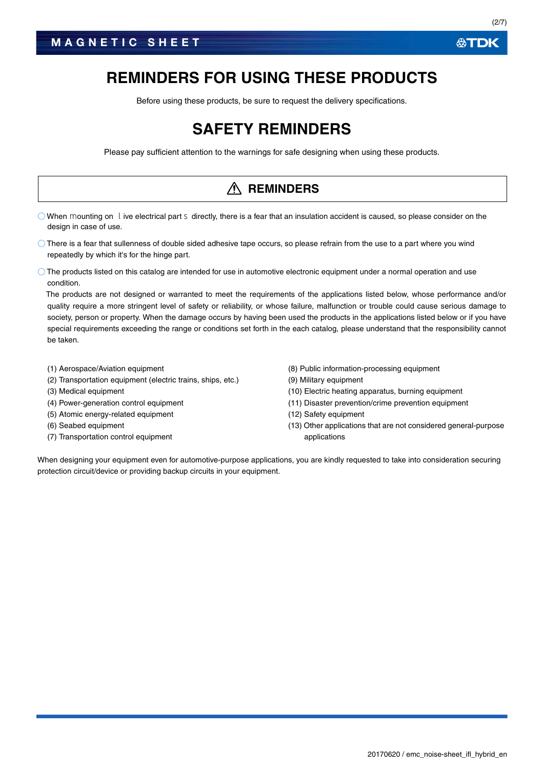# REMINDERS FOR USING THESE PRODUCTS

Before using these products, be sure to request the delivery specifications.

# SAFETY REMINDERS

Please pay sufficient attention to the warnings for safe designing when using these products.

## ⚠ REMINDERS

- ○ When mounting on live electrical parts directly, there is a fear that an insulation accident is caused, so please consider on the design in case of use.
- ○ There is a fear that sullenness of double sided adhesive tape occurs, so please refrain from the use to a part where you wind repeatedly by which it's for the hinge part.
- ○ The products listed on this catalog are intended for use in automotive electronic equipment under a normal operation and use condition.

  The products are not designed or warranted to meet the requirements of the applications listed below, whose performance and/or quality require a more stringent level of safety or reliability, or whose failure, malfunction or trouble could cause serious damage to society, person or property. When the damage occurs by having been used the products in the applications listed below or if you have special requirements exceeding the range or conditions set forth in the each catalog, please understand that the responsibility cannot be taken.

(1) Aerospace/Aviation equipment
(2) Transportation equipment (electric trains, ships, etc.)
(3) Medical equipment
(4) Power-generation control equipment
(5) Atomic energy-related equipment
(6) Seabed equipment
(7) Transportation control equipment
(8) Public information-processing equipment
(9) Military equipment
(10) Electric heating apparatus, burning equipment
(11) Disaster prevention/crime prevention equipment
(12) Safety equipment
(13) Other applications that are not considered general-purpose applications

When designing your equipment even for automotive-purpose applications, you are kindly requested to take into consideration securing protection circuit/device or providing backup circuits in your equipment.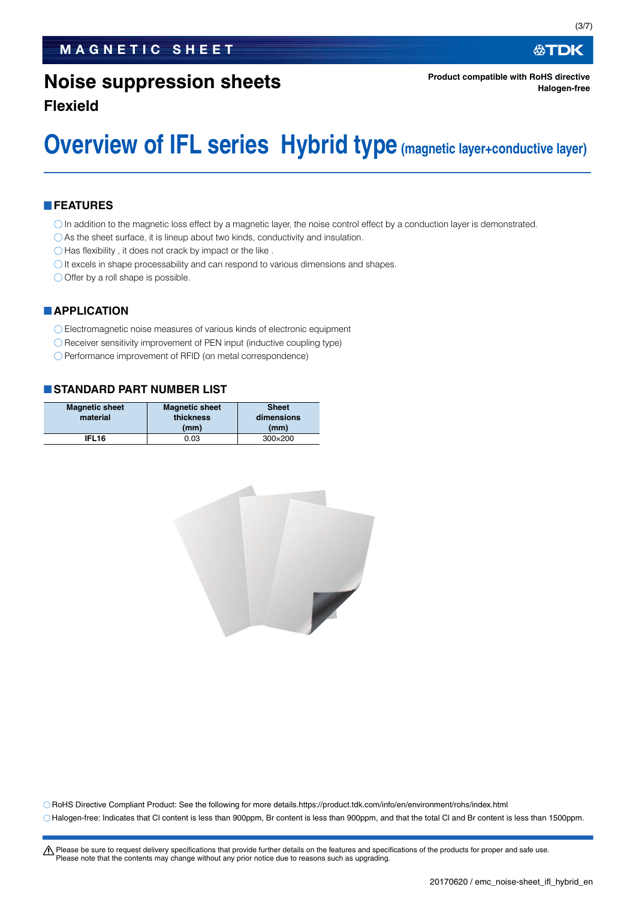# Noise suppression sheets

## Flexield

Product compatible with RoHS directive
Halogen-free

# Overview of IFL series Hybrid type (magnetic layer+conductive layer)

## FEATURES

- In addition to the magnetic loss effect by a magnetic layer, the noise control effect by a conduction layer is demonstrated.
- As the sheet surface, it is lineup about two kinds, conductivity and insulation.
- Has flexibility , it does not crack by impact or the like .
- It excels in shape processability and can respond to various dimensions and shapes.
- Offer by a roll shape is possible.

## APPLICATION

- Electromagnetic noise measures of various kinds of electronic equipment
- Receiver sensitivity improvement of PEN input (inductive coupling type)
- Performance improvement of RFID (on metal correspondence)

## STANDARD PART NUMBER LIST

| Magnetic sheet material | Magnetic sheet thickness (mm) | Sheet dimensions (mm) |
|---|---|---|
| IFL16 | 0.03 | 300×200 |

- RoHS Directive Compliant Product: See the following for more details.https://product.tdk.com/info/en/environment/rohs/index.html
- Halogen-free: Indicates that Cl content is less than 900ppm, Br content is less than 900ppm, and that the total Cl and Br content is less than 1500ppm.

⚠ Please be sure to request delivery specifications that provide further details on the features and specifications of the products for proper and safe use.
Please note that the contents may change without any prior notice due to reasons such as upgrading.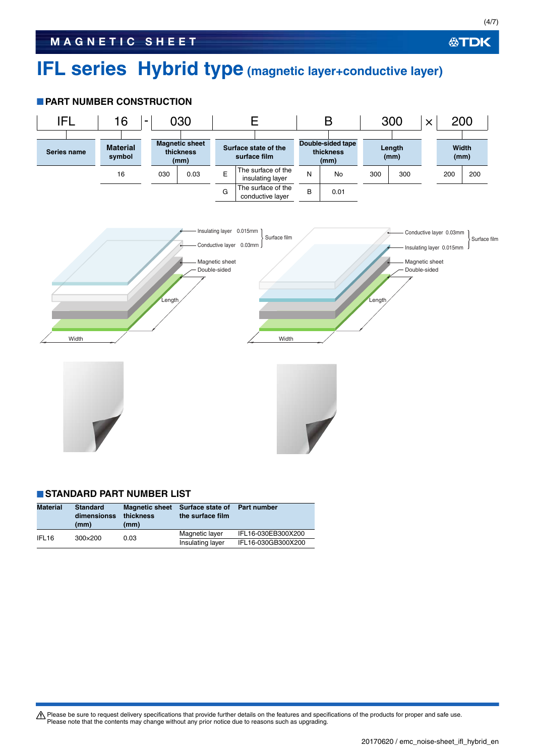# IFL series Hybrid type (magnetic layer+conductive layer)

## PART NUMBER CONSTRUCTION

| IFL | 16 | - | 030 | E | B | 300 | × | 200 |
|---|---|---|---|---|---|---|---|---|
| Series name | Material symbol | | Magnetic sheet thickness (mm) | Surface state of the surface film | Double-sided tape thickness (mm) | Length (mm) | | Width (mm) |

| Material symbol |
|---|
| 16 |

| Magnetic sheet thickness (mm) | |
|---|---|
| 030 | 0.03 |

| Surface state of the surface film | |
|---|---|
| E | The surface of the insulating layer |
| G | The surface of the conductive layer |

| Double-sided tape thickness (mm) | |
|---|---|
| N | No |
| B | 0.01 |

| Length (mm) | |
|---|---|
| 300 | 300 |

| Width (mm) | |
|---|---|
| 200 | 200 |

Insulating layer 0.015mm, Conductive layer 0.03mm — Surface film; Magnetic sheet; Double-sided; Length; Width

Conductive layer 0.03mm, Insulating layer 0.015mm — Surface film; Magnetic sheet; Double-sided; Length; Width

## STANDARD PART NUMBER LIST

| Material | Standard dimensionss (mm) | Magnetic sheet thickness (mm) | Surface state of the surface film | Part number |
|---|---|---|---|---|
| IFL16 | 300×200 | 0.03 | Magnetic layer | IFL16-030EB300X200 |
| | | | Insulating layer | IFL16-030GB300X200 |

⚠ Please be sure to request delivery specifications that provide further details on the features and specifications of the products for proper and safe use.
Please note that the contents may change without any prior notice due to reasons such as upgrading.

20170620 / emc_noise-sheet_ifl_hybrid_en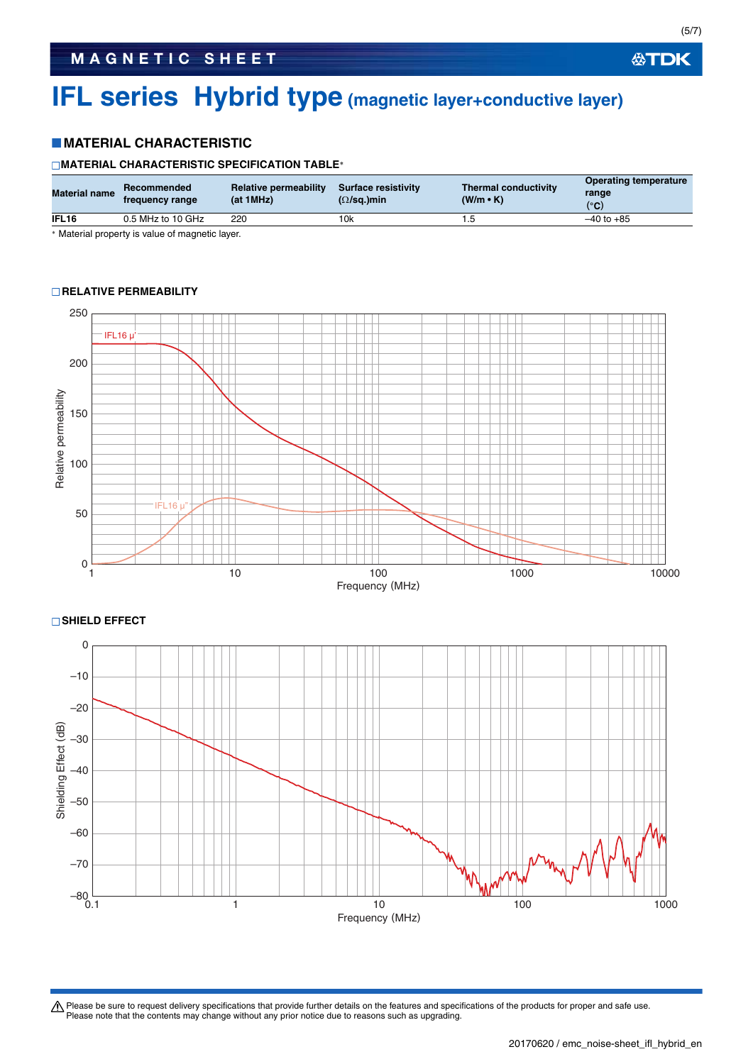# IFL series Hybrid type (magnetic layer+conductive layer)

## MATERIAL CHARACTERISTIC

### MATERIAL CHARACTERISTIC SPECIFICATION TABLE*

| Material name | Recommended frequency range | Relative permeability (at 1MHz) | Surface resistivity (Ω/sq.)min | Thermal conductivity (W/m • K) | Operating temperature range (°C) |
|---|---|---|---|---|---|
| IFL16 | 0.5 MHz to 10 GHz | 220 | 10k | 1.5 | –40 to +85 |

* Material property is value of magnetic layer.

### RELATIVE PERMEABILITY

### SHIELD EFFECT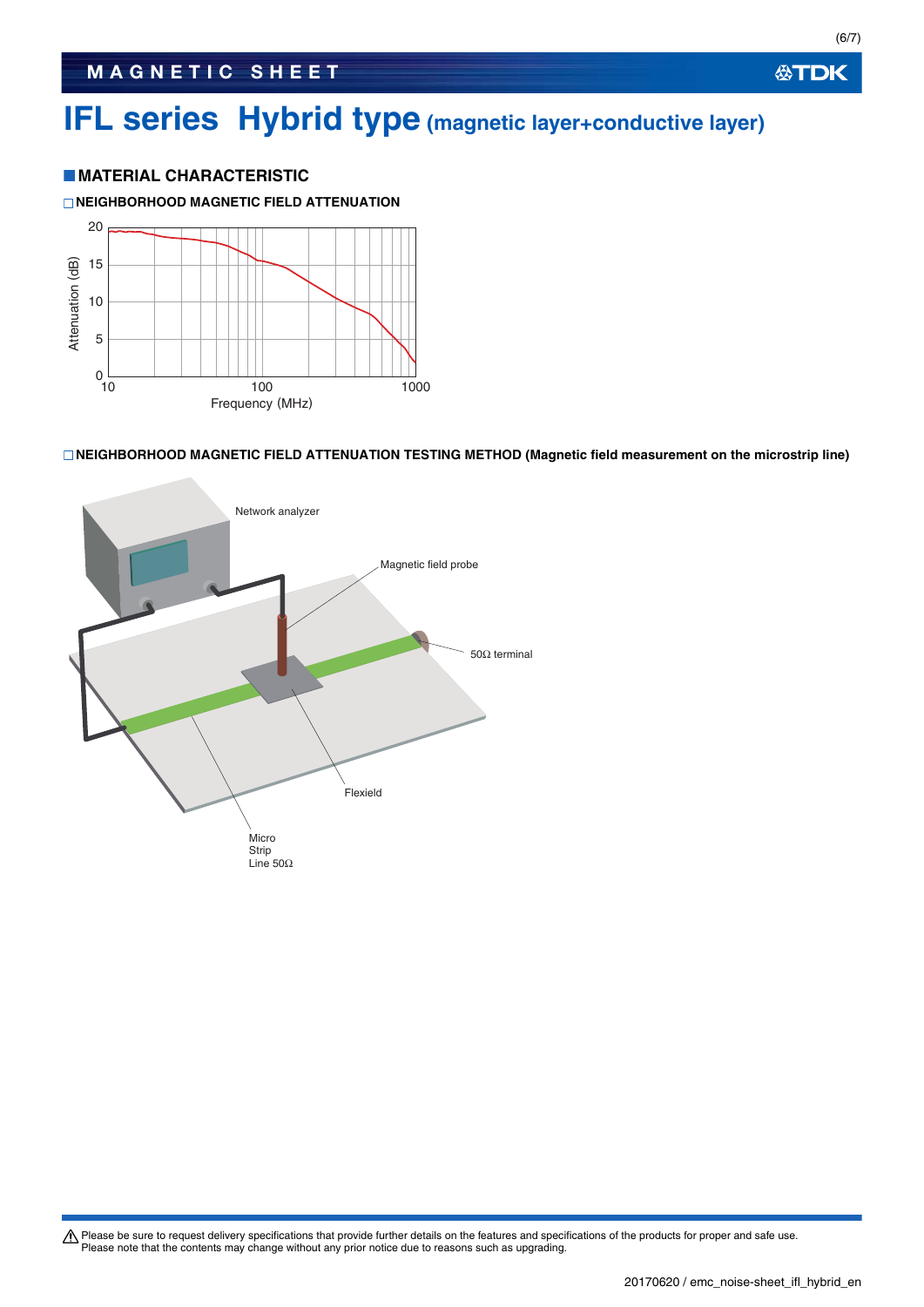# IFL series Hybrid type (magnetic layer+conductive layer)

## MATERIAL CHARACTERISTIC

### NEIGHBORHOOD MAGNETIC FIELD ATTENUATION

Attenuation (dB)

20
15
10
5
0

10 100 1000

Frequency (MHz)

### NEIGHBORHOOD MAGNETIC FIELD ATTENUATION TESTING METHOD (Magnetic field measurement on the microstrip line)

Network analyzer

Magnetic field probe

50Ω terminal

Flexield

Micro Strip Line 50Ω

⚠ Please be sure to request delivery specifications that provide further details on the features and specifications of the products for proper and safe use.
Please note that the contents may change without any prior notice due to reasons such as upgrading.

20170620 / emc_noise-sheet_ifl_hybrid_en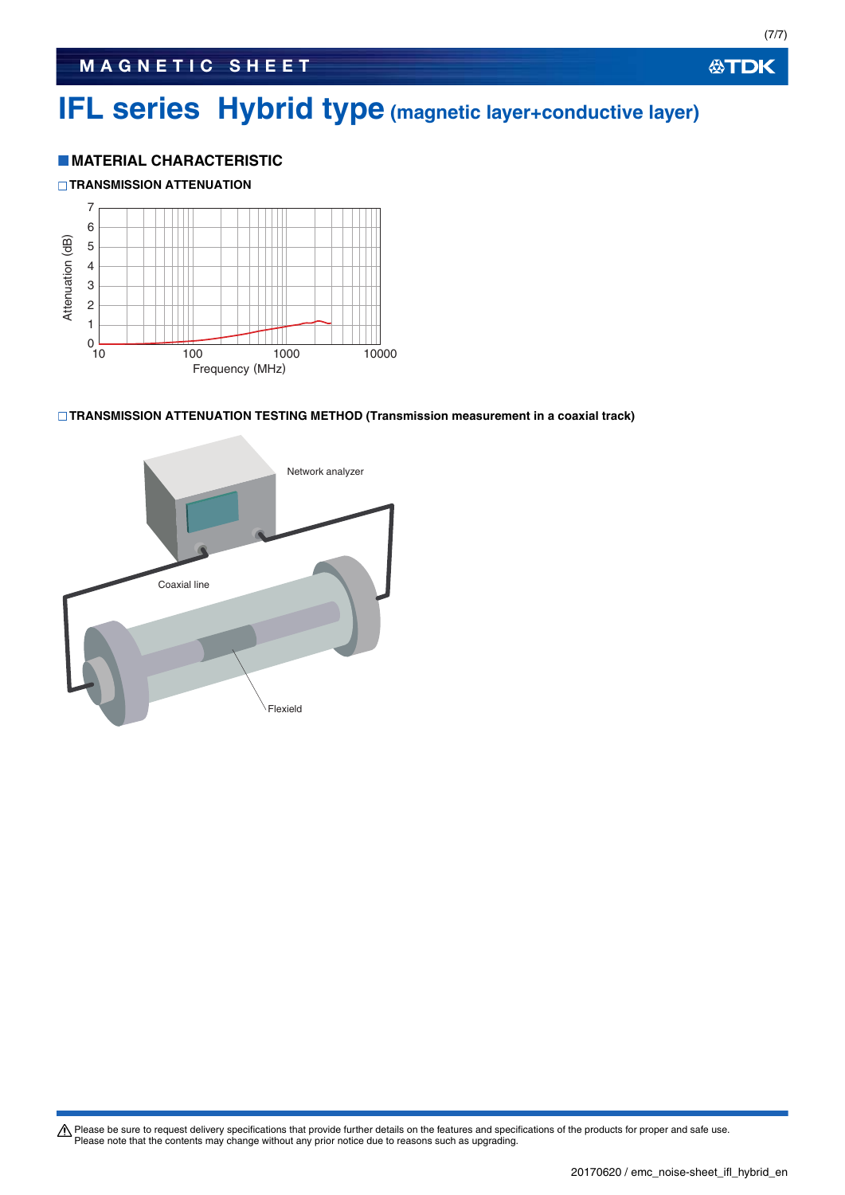# IFL series Hybrid type (magnetic layer+conductive layer)

## MATERIAL CHARACTERISTIC

### TRANSMISSION ATTENUATION

Attenuation (dB)
7
6
5
4
3
2
1
0
10
100
1000
10000
Frequency (MHz)

### TRANSMISSION ATTENUATION TESTING METHOD (Transmission measurement in a coaxial track)

Network analyzer
Coaxial line
Flexield

⚠ Please be sure to request delivery specifications that provide further details on the features and specifications of the products for proper and safe use.
Please note that the contents may change without any prior notice due to reasons such as upgrading.

20170620 / emc_noise-sheet_ifl_hybrid_en